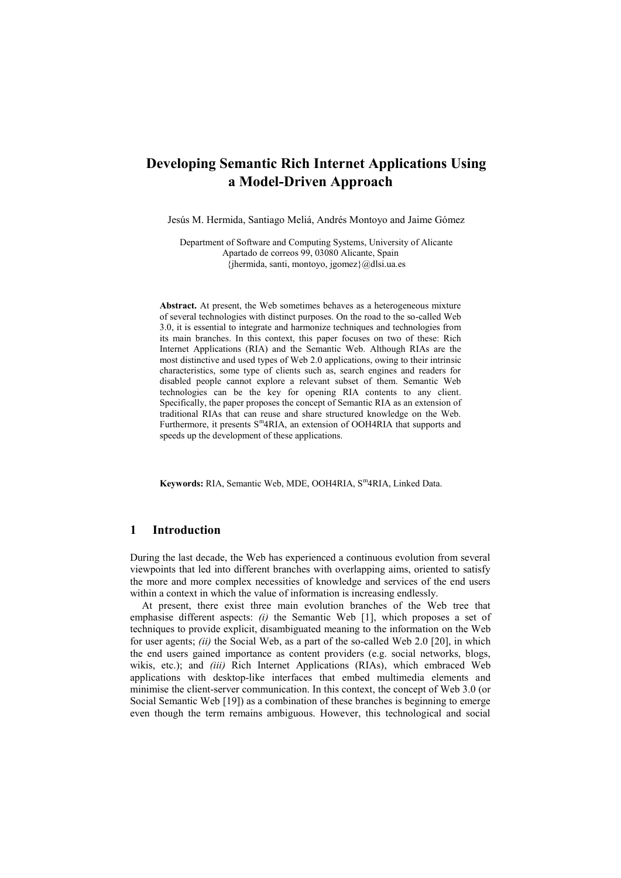# Developing Semantic Rich Internet Applications Using a Model-Driven Approach

Jesús M. Hermida, Santiago Meliá, Andrés Montoyo and Jaime Gómez

Department of Software and Computing Systems, University of Alicante
Apartado de correos 99, 03080 Alicante, Spain
{jhermida, santi, montoyo, jgomez}@dlsi.ua.es

**Abstract.** At present, the Web sometimes behaves as a heterogeneous mixture of several technologies with distinct purposes. On the road to the so-called Web 3.0, it is essential to integrate and harmonize techniques and technologies from its main branches. In this context, this paper focuses on two of these: Rich Internet Applications (RIA) and the Semantic Web. Although RIAs are the most distinctive and used types of Web 2.0 applications, owing to their intrinsic characteristics, some type of clients such as, search engines and readers for disabled people cannot explore a relevant subset of them. Semantic Web technologies can be the key for opening RIA contents to any client. Specifically, the paper proposes the concept of Semantic RIA as an extension of traditional RIAs that can reuse and share structured knowledge on the Web. Furthermore, it presents S$^{m}$4RIA, an extension of OOH4RIA that supports and speeds up the development of these applications.

**Keywords:** RIA, Semantic Web, MDE, OOH4RIA, S$^{m}$4RIA, Linked Data.

## 1 Introduction

During the last decade, the Web has experienced a continuous evolution from several viewpoints that led into different branches with overlapping aims, oriented to satisfy the more and more complex necessities of knowledge and services of the end users within a context in which the value of information is increasing endlessly.

At present, there exist three main evolution branches of the Web tree that emphasise different aspects: *(i)* the Semantic Web [1], which proposes a set of techniques to provide explicit, disambiguated meaning to the information on the Web for user agents; *(ii)* the Social Web, as a part of the so-called Web 2.0 [20], in which the end users gained importance as content providers (e.g. social networks, blogs, wikis, etc.); and *(iii)* Rich Internet Applications (RIAs), which embraced Web applications with desktop-like interfaces that embed multimedia elements and minimise the client-server communication. In this context, the concept of Web 3.0 (or Social Semantic Web [19]) as a combination of these branches is beginning to emerge even though the term remains ambiguous. However, this technological and social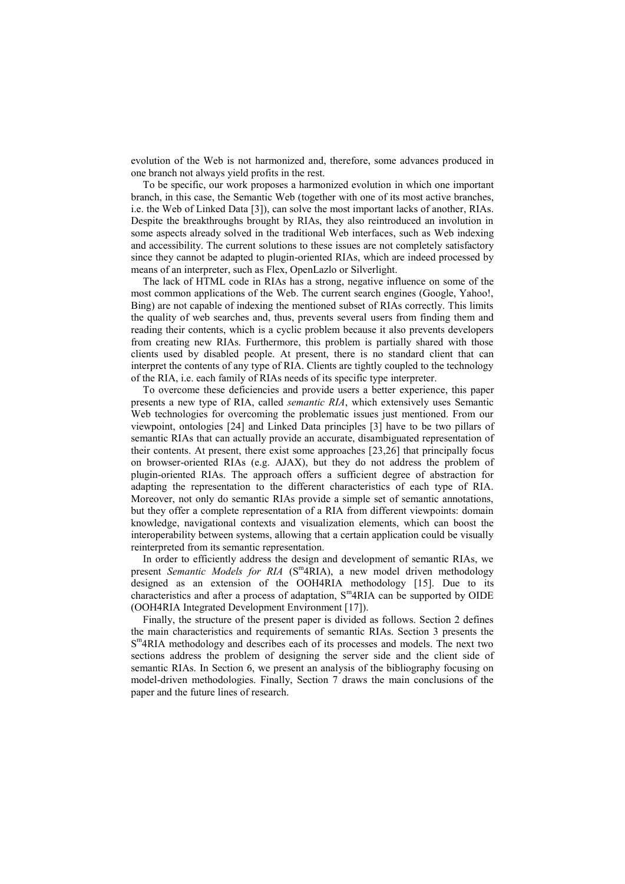evolution of the Web is not harmonized and, therefore, some advances produced in one branch not always yield profits in the rest.

To be specific, our work proposes a harmonized evolution in which one important branch, in this case, the Semantic Web (together with one of its most active branches, i.e. the Web of Linked Data [3]), can solve the most important lacks of another, RIAs. Despite the breakthroughs brought by RIAs, they also reintroduced an involution in some aspects already solved in the traditional Web interfaces, such as Web indexing and accessibility. The current solutions to these issues are not completely satisfactory since they cannot be adapted to plugin-oriented RIAs, which are indeed processed by means of an interpreter, such as Flex, OpenLazlo or Silverlight.

The lack of HTML code in RIAs has a strong, negative influence on some of the most common applications of the Web. The current search engines (Google, Yahoo!, Bing) are not capable of indexing the mentioned subset of RIAs correctly. This limits the quality of web searches and, thus, prevents several users from finding them and reading their contents, which is a cyclic problem because it also prevents developers from creating new RIAs. Furthermore, this problem is partially shared with those clients used by disabled people. At present, there is no standard client that can interpret the contents of any type of RIA. Clients are tightly coupled to the technology of the RIA, i.e. each family of RIAs needs of its specific type interpreter.

To overcome these deficiencies and provide users a better experience, this paper presents a new type of RIA, called *semantic RIA*, which extensively uses Semantic Web technologies for overcoming the problematic issues just mentioned. From our viewpoint, ontologies [24] and Linked Data principles [3] have to be two pillars of semantic RIAs that can actually provide an accurate, disambiguated representation of their contents. At present, there exist some approaches [23,26] that principally focus on browser-oriented RIAs (e.g. AJAX), but they do not address the problem of plugin-oriented RIAs. The approach offers a sufficient degree of abstraction for adapting the representation to the different characteristics of each type of RIA. Moreover, not only do semantic RIAs provide a simple set of semantic annotations, but they offer a complete representation of a RIA from different viewpoints: domain knowledge, navigational contexts and visualization elements, which can boost the interoperability between systems, allowing that a certain application could be visually reinterpreted from its semantic representation.

In order to efficiently address the design and development of semantic RIAs, we present *Semantic Models for RIA* ($S^m$4RIA), a new model driven methodology designed as an extension of the OOH4RIA methodology [15]. Due to its characteristics and after a process of adaptation, $S^m$4RIA can be supported by OIDE (OOH4RIA Integrated Development Environment [17]).

Finally, the structure of the present paper is divided as follows. Section 2 defines the main characteristics and requirements of semantic RIAs. Section 3 presents the $S^m$4RIA methodology and describes each of its processes and models. The next two sections address the problem of designing the server side and the client side of semantic RIAs. In Section 6, we present an analysis of the bibliography focusing on model-driven methodologies. Finally, Section 7 draws the main conclusions of the paper and the future lines of research.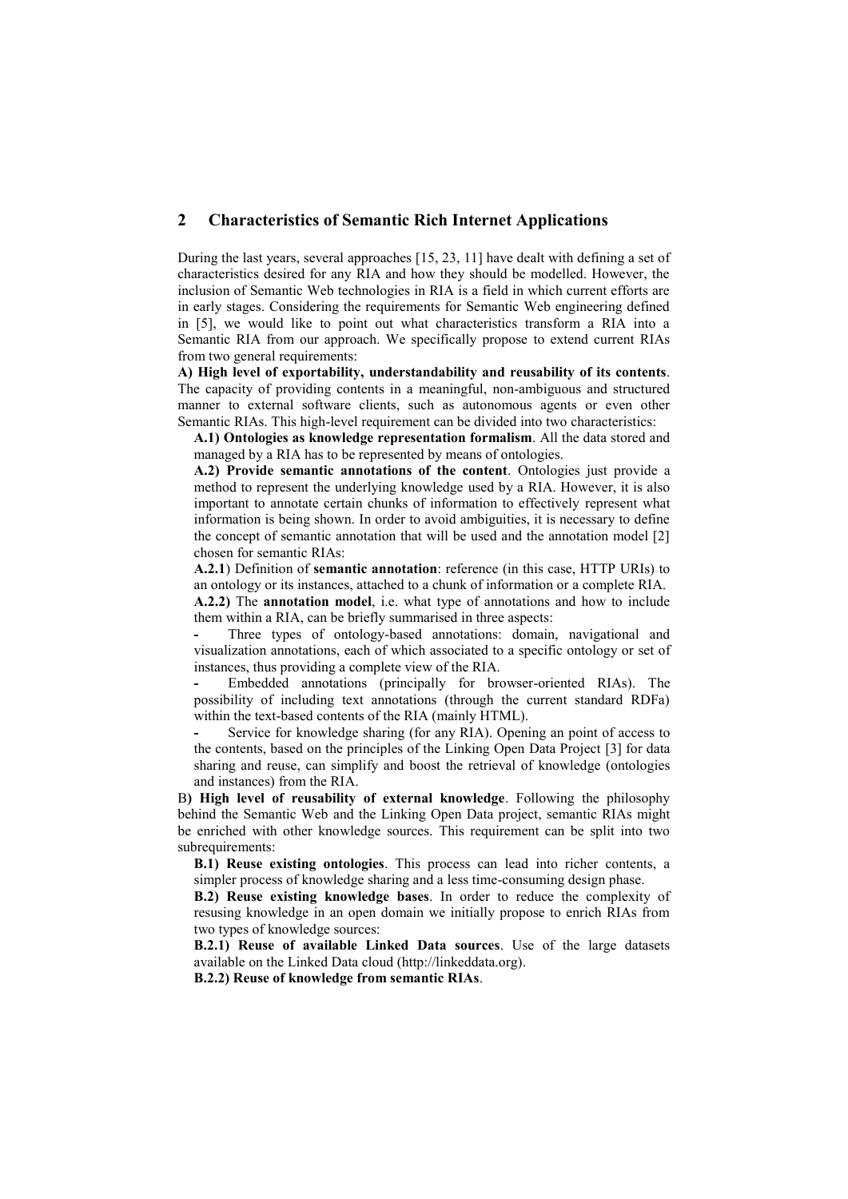## 2 Characteristics of Semantic Rich Internet Applications

During the last years, several approaches [15, 23, 11] have dealt with defining a set of characteristics desired for any RIA and how they should be modelled. However, the inclusion of Semantic Web technologies in RIA is a field in which current efforts are in early stages. Considering the requirements for Semantic Web engineering defined in [5], we would like to point out what characteristics transform a RIA into a Semantic RIA from our approach. We specifically propose to extend current RIAs from two general requirements:

**A) High level of exportability, understandability and reusability of its contents**. The capacity of providing contents in a meaningful, non-ambiguous and structured manner to external software clients, such as autonomous agents or even other Semantic RIAs. This high-level requirement can be divided into two characteristics:

**A.1) Ontologies as knowledge representation formalism**. All the data stored and managed by a RIA has to be represented by means of ontologies.

**A.2) Provide semantic annotations of the content**. Ontologies just provide a method to represent the underlying knowledge used by a RIA. However, it is also important to annotate certain chunks of information to effectively represent what information is being shown. In order to avoid ambiguities, it is necessary to define the concept of semantic annotation that will be used and the annotation model [2] chosen for semantic RIAs:

**A.2.1**) Definition of **semantic annotation**: reference (in this case, HTTP URIs) to an ontology or its instances, attached to a chunk of information or a complete RIA.

**A.2.2)** The **annotation model**, i.e. what type of annotations and how to include them within a RIA, can be briefly summarised in three aspects:

- Three types of ontology-based annotations: domain, navigational and visualization annotations, each of which associated to a specific ontology or set of instances, thus providing a complete view of the RIA.
- Embedded annotations (principally for browser-oriented RIAs). The possibility of including text annotations (through the current standard RDFa) within the text-based contents of the RIA (mainly HTML).
- Service for knowledge sharing (for any RIA). Opening an point of access to the contents, based on the principles of the Linking Open Data Project [3] for data sharing and reuse, can simplify and boost the retrieval of knowledge (ontologies and instances) from the RIA.

B**) High level of reusability of external knowledge**. Following the philosophy behind the Semantic Web and the Linking Open Data project, semantic RIAs might be enriched with other knowledge sources. This requirement can be split into two subrequirements:

**B.1) Reuse existing ontologies**. This process can lead into richer contents, a simpler process of knowledge sharing and a less time-consuming design phase.

**B.2) Reuse existing knowledge bases**. In order to reduce the complexity of resusing knowledge in an open domain we initially propose to enrich RIAs from two types of knowledge sources:

**B.2.1) Reuse of available Linked Data sources**. Use of the large datasets available on the Linked Data cloud (http://linkeddata.org).

**B.2.2) Reuse of knowledge from semantic RIAs**.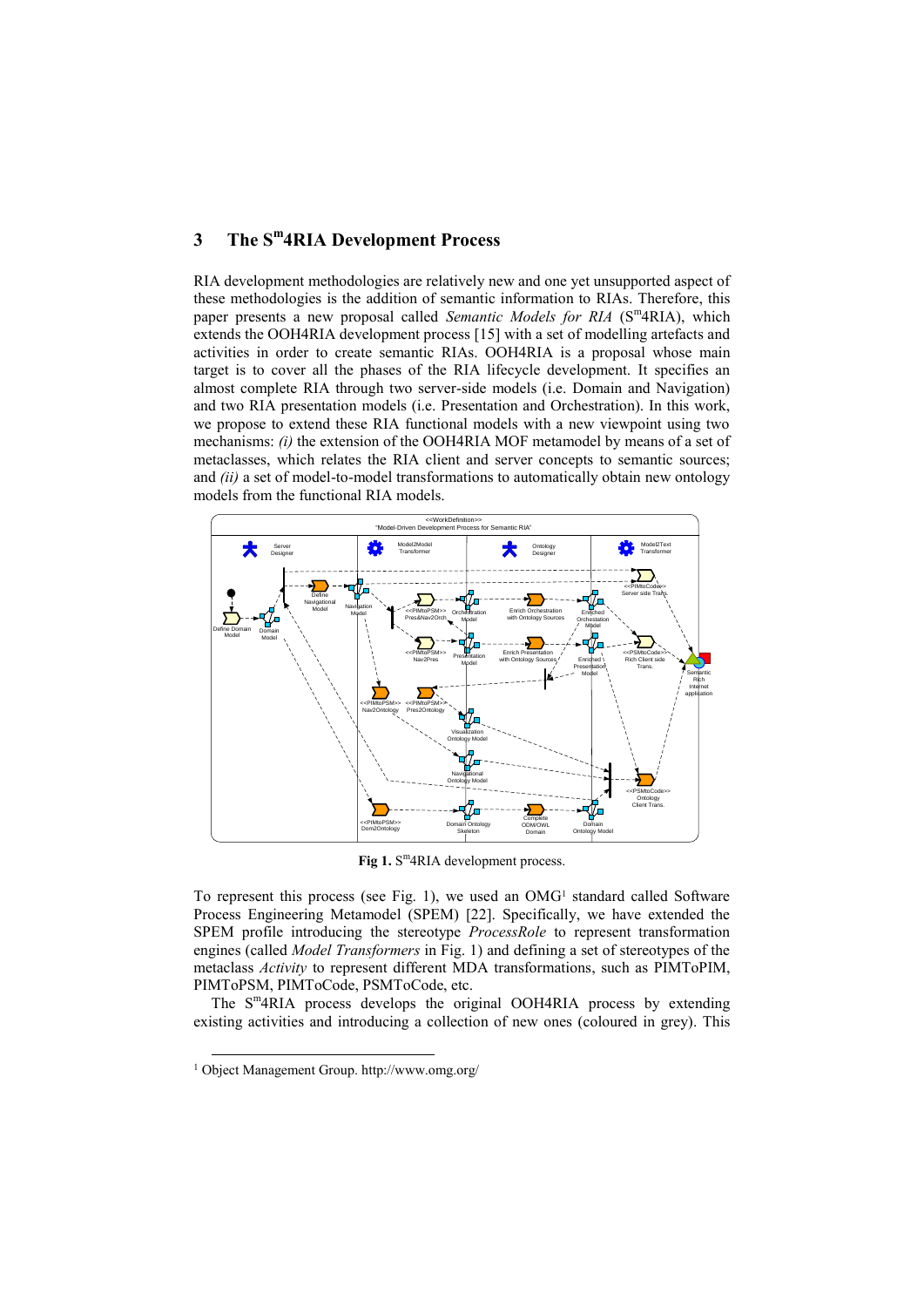## 3 The S[m]4RIA Development Process

RIA development methodologies are relatively new and one yet unsupported aspect of these methodologies is the addition of semantic information to RIAs. Therefore, this paper presents a new proposal called *Semantic Models for RIA* (S[m]4RIA), which extends the OOH4RIA development process [15] with a set of modelling artefacts and activities in order to create semantic RIAs. OOH4RIA is a proposal whose main target is to cover all the phases of the RIA lifecycle development. It specifies an almost complete RIA through two server-side models (i.e. Domain and Navigation) and two RIA presentation models (i.e. Presentation and Orchestration). In this work, we propose to extend these RIA functional models with a new viewpoint using two mechanisms: *(i)* the extension of the OOH4RIA MOF metamodel by means of a set of metaclasses, which relates the RIA client and server concepts to semantic sources; and *(ii)* a set of model-to-model transformations to automatically obtain new ontology models from the functional RIA models.

**Fig 1.** S[m]4RIA development process.

To represent this process (see Fig. 1), we used an OMG[1] standard called Software Process Engineering Metamodel (SPEM) [22]. Specifically, we have extended the SPEM profile introducing the stereotype *ProcessRole* to represent transformation engines (called *Model Transformers* in Fig. 1) and defining a set of stereotypes of the metaclass *Activity* to represent different MDA transformations, such as PIMToPIM, PIMToPSM, PIMToCode, PSMToCode, etc.

The S[m]4RIA process develops the original OOH4RIA process by extending existing activities and introducing a collection of new ones (coloured in grey). This

[1] Object Management Group. http://omg.org/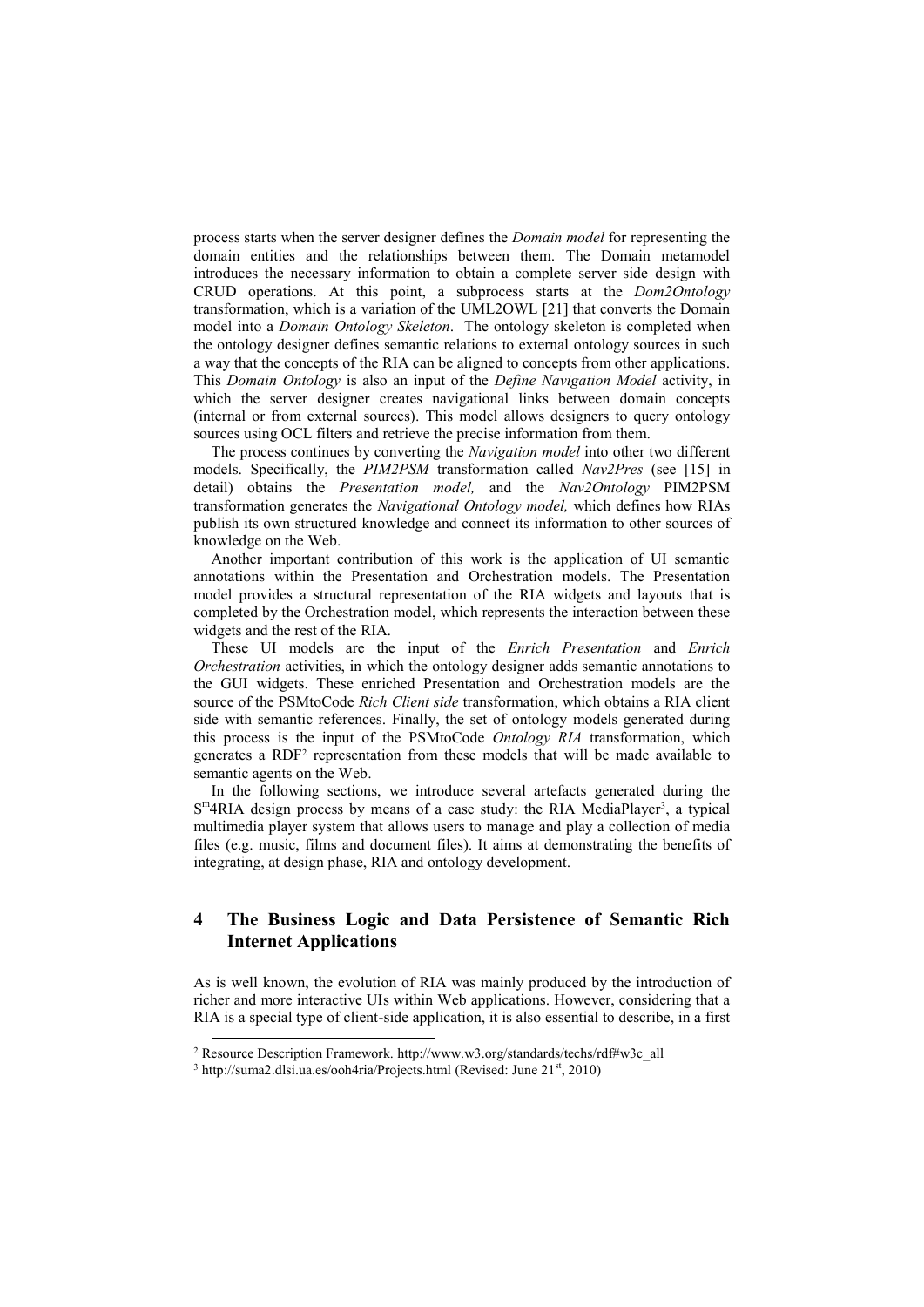process starts when the server designer defines the *Domain model* for representing the domain entities and the relationships between them. The Domain metamodel introduces the necessary information to obtain a complete server side design with CRUD operations. At this point, a subprocess starts at the *Dom2Ontology* transformation, which is a variation of the UML2OWL [21] that converts the Domain model into a *Domain Ontology Skeleton*. The ontology skeleton is completed when the ontology designer defines semantic relations to external ontology sources in such a way that the concepts of the RIA can be aligned to concepts from other applications. This *Domain Ontology* is also an input of the *Define Navigation Model* activity, in which the server designer creates navigational links between domain concepts (internal or from external sources). This model allows designers to query ontology sources using OCL filters and retrieve the precise information from them.

The process continues by converting the *Navigation model* into other two different models. Specifically, the *PIM2PSM* transformation called *Nav2Pres* (see [15] in detail) obtains the *Presentation model,* and the *Nav2Ontology* PIM2PSM transformation generates the *Navigational Ontology model,* which defines how RIAs publish its own structured knowledge and connect its information to other sources of knowledge on the Web.

Another important contribution of this work is the application of UI semantic annotations within the Presentation and Orchestration models. The Presentation model provides a structural representation of the RIA widgets and layouts that is completed by the Orchestration model, which represents the interaction between these widgets and the rest of the RIA.

These UI models are the input of the *Enrich Presentation* and *Enrich Orchestration* activities, in which the ontology designer adds semantic annotations to the GUI widgets. These enriched Presentation and Orchestration models are the source of the PSMtoCode *Rich Client side* transformation, which obtains a RIA client side with semantic references. Finally, the set of ontology models generated during this process is the input of the PSMtoCode *Ontology RIA* transformation, which generates a RDF[2] representation from these models that will be made available to semantic agents on the Web.

In the following sections, we introduce several artefacts generated during the $S^m$4RIA design process by means of a case study: the RIA MediaPlayer[3], a typical multimedia player system that allows users to manage and play a collection of media files (e.g. music, films and document files). It aims at demonstrating the benefits of integrating, at design phase, RIA and ontology development.

## 4 The Business Logic and Data Persistence of Semantic Rich Internet Applications

As is well known, the evolution of RIA was mainly produced by the introduction of richer and more interactive UIs within Web applications. However, considering that a RIA is a special type of client-side application, it is also essential to describe, in a first

---

[2] Resource Description Framework. http://www.w3.org/standards/techs/rdf#w3c_all

[3] http://suma2.dlsi.ua.es/ooh4ria/Projects.html (Revised: June 21st, 2010)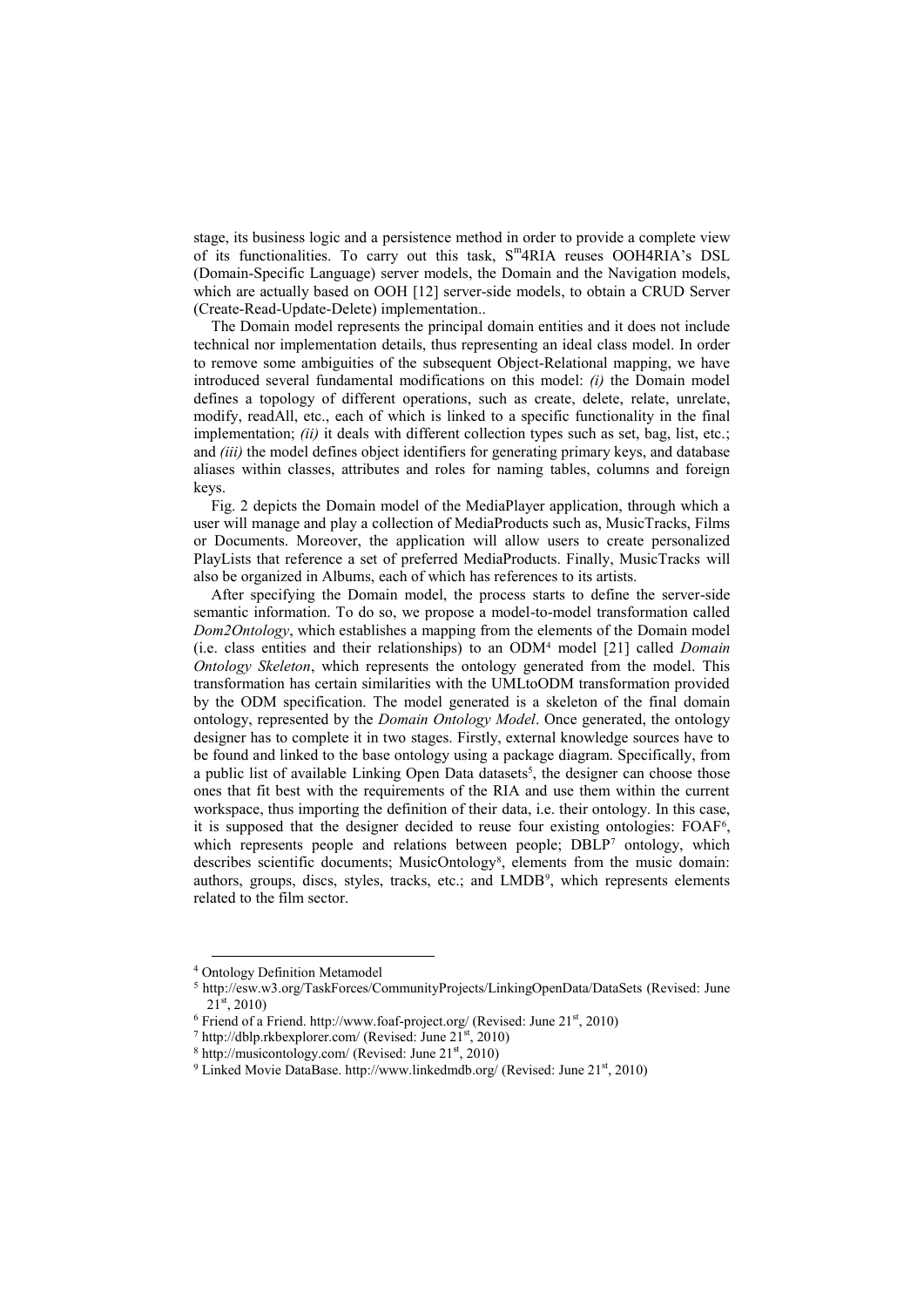stage, its business logic and a persistence method in order to provide a complete view of its functionalities. To carry out this task, $S^m$4RIA reuses OOH4RIA's DSL (Domain-Specific Language) server models, the Domain and the Navigation models, which are actually based on OOH [12] server-side models, to obtain a CRUD Server (Create-Read-Update-Delete) implementation..

The Domain model represents the principal domain entities and it does not include technical nor implementation details, thus representing an ideal class model. In order to remove some ambiguities of the subsequent Object-Relational mapping, we have introduced several fundamental modifications on this model: *(i)* the Domain model defines a topology of different operations, such as create, delete, relate, unrelate, modify, readAll, etc., each of which is linked to a specific functionality in the final implementation; *(ii)* it deals with different collection types such as set, bag, list, etc.; and *(iii)* the model defines object identifiers for generating primary keys, and database aliases within classes, attributes and roles for naming tables, columns and foreign keys.

Fig. 2 depicts the Domain model of the MediaPlayer application, through which a user will manage and play a collection of MediaProducts such as, MusicTracks, Films or Documents. Moreover, the application will allow users to create personalized PlayLists that reference a set of preferred MediaProducts. Finally, MusicTracks will also be organized in Albums, each of which has references to its artists.

After specifying the Domain model, the process starts to define the server-side semantic information. To do so, we propose a model-to-model transformation called *Dom2Ontology*, which establishes a mapping from the elements of the Domain model (i.e. class entities and their relationships) to an ODM[4] model [21] called *Domain Ontology Skeleton*, which represents the ontology generated from the model. This transformation has certain similarities with the UMLtoODM transformation provided by the ODM specification. The model generated is a skeleton of the final domain ontology, represented by the *Domain Ontology Model*. Once generated, the ontology designer has to complete it in two stages. Firstly, external knowledge sources have to be found and linked to the base ontology using a package diagram. Specifically, from a public list of available Linking Open Data datasets[5], the designer can choose those ones that fit best with the requirements of the RIA and use them within the current workspace, thus importing the definition of their data, i.e. their ontology. In this case, it is supposed that the designer decided to reuse four existing ontologies: FOAF[6], which represents people and relations between people; DBLP[7] ontology, which describes scientific documents; MusicOntology[8], elements from the music domain: authors, groups, discs, styles, tracks, etc.; and LMDB[9], which represents elements related to the film sector.

---

[4] Ontology Definition Metamodel

[5] http://esw.w3.org/TaskForces/CommunityProjects/LinkingOpenData/DataSets (Revised: June 21st, 2010)

[6] Friend of a Friend. http://www.foaf-project.org/ (Revised: June 21st, 2010)

[7] http://dblp.rkbexplorer.com/ (Revised: June 21st, 2010)

[8] http://musicontology.com/ (Revised: June 21st, 2010)

[9] Linked Movie DataBase. http://www.linkedmdb.org/ (Revised: June 21st, 2010)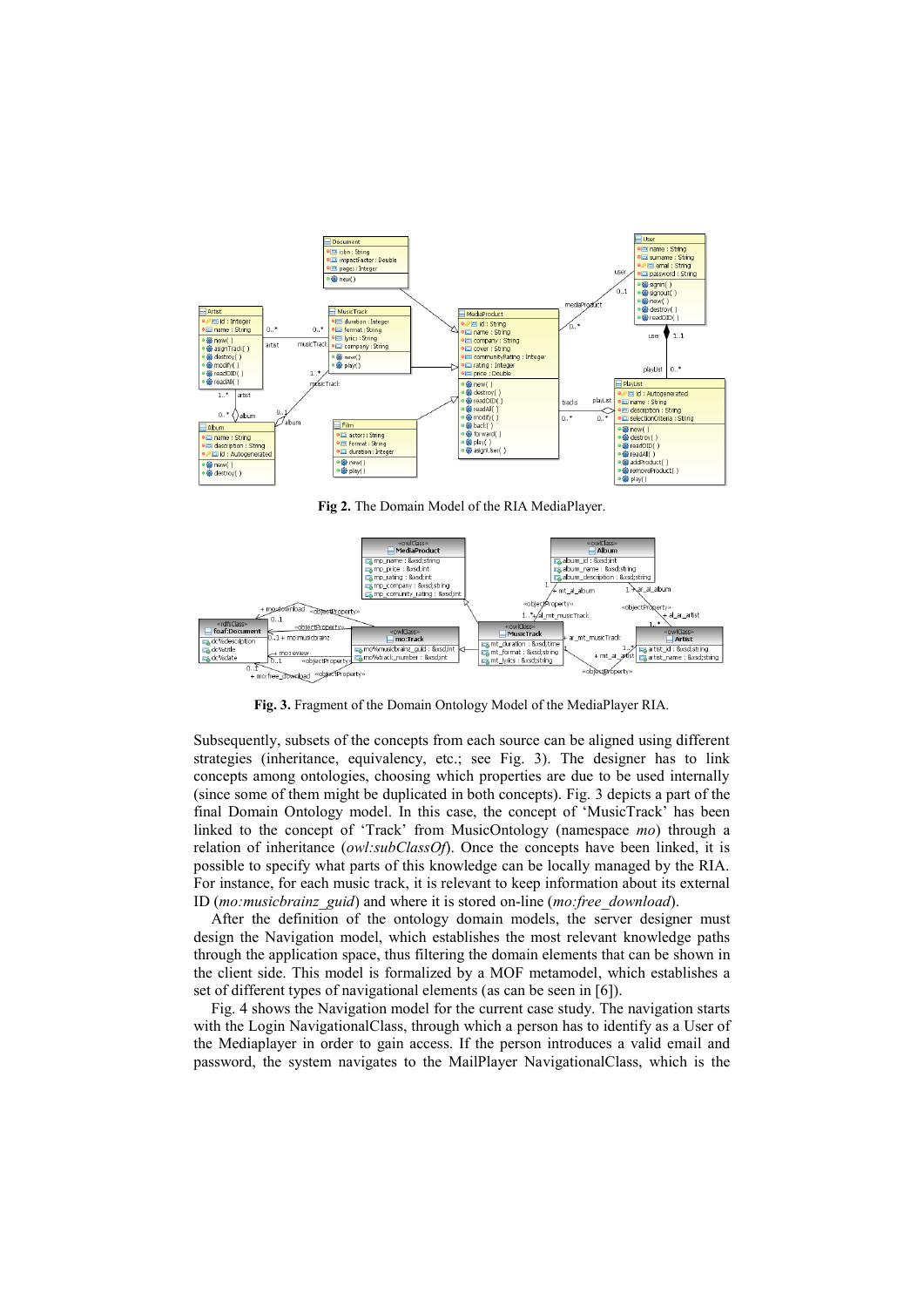**Fig 2.** The Domain Model of the RIA MediaPlayer.

**Fig. 3.** Fragment of the Domain Ontology Model of the MediaPlayer RIA.

Subsequently, subsets of the concepts from each source can be aligned using different strategies (inheritance, equivalency, etc.; see Fig. 3). The designer has to link concepts among ontologies, choosing which properties are due to be used internally (since some of them might be duplicated in both concepts). Fig. 3 depicts a part of the final Domain Ontology model. In this case, the concept of 'MusicTrack' has been linked to the concept of 'Track' from MusicOntology (namespace *mo*) through a relation of inheritance (*owl:subClassOf*). Once the concepts have been linked, it is possible to specify what parts of this knowledge can be locally managed by the RIA. For instance, for each music track, it is relevant to keep information about its external ID (*mo:musicbrainz_guid*) and where it is stored on-line (*mo:free_download*).

After the definition of the ontology domain models, the server designer must design the Navigation model, which establishes the most relevant knowledge paths through the application space, thus filtering the domain elements that can be shown in the client side. This model is formalized by a MOF metamodel, which establishes a set of different types of navigational elements (as can be seen in [6]).

Fig. 4 shows the Navigation model for the current case study. The navigation starts with the Login NavigationalClass, through which a person has to identify as a User of the Mediaplayer in order to gain access. If the person introduces a valid email and password, the system navigates to the MailPlayer NavigationalClass, which is the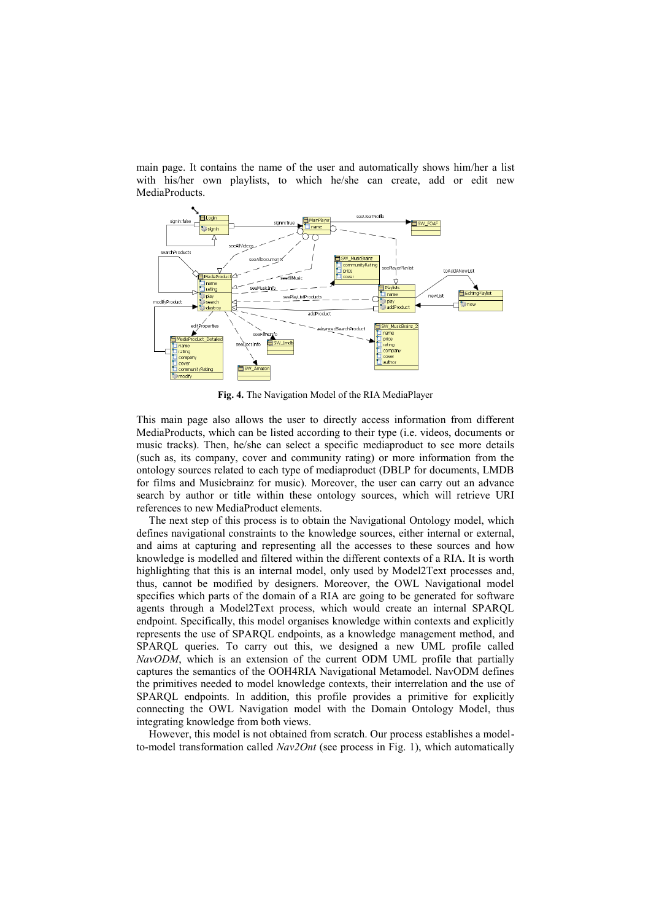main page. It contains the name of the user and automatically shows him/her a list with his/her own playlists, to which he/she can create, add or edit new MediaProducts.

**Fig. 4.** The Navigation Model of the RIA MediaPlayer

This main page also allows the user to directly access information from different MediaProducts, which can be listed according to their type (i.e. videos, documents or music tracks). Then, he/she can select a specific mediaproduct to see more details (such as, its company, cover and community rating) or more information from the ontology sources related to each type of mediaproduct (DBLP for documents, LMDB for films and Musicbrainz for music). Moreover, the user can carry out an advance search by author or title within these ontology sources, which will retrieve URI references to new MediaProduct elements.

The next step of this process is to obtain the Navigational Ontology model, which defines navigational constraints to the knowledge sources, either internal or external, and aims at capturing and representing all the accesses to these sources and how knowledge is modelled and filtered within the different contexts of a RIA. It is worth highlighting that this is an internal model, only used by Model2Text processes and, thus, cannot be modified by designers. Moreover, the OWL Navigational model specifies which parts of the domain of a RIA are going to be generated for software agents through a Model2Text process, which would create an internal SPARQL endpoint. Specifically, this model organises knowledge within contexts and explicitly represents the use of SPARQL endpoints, as a knowledge management method, and SPARQL queries. To carry out this, we designed a new UML profile called *NavODM*, which is an extension of the current ODM UML profile that partially captures the semantics of the OOH4RIA Navigational Metamodel. NavODM defines the primitives needed to model knowledge contexts, their interrelation and the use of SPARQL endpoints. In addition, this profile provides a primitive for explicitly connecting the OWL Navigation model with the Domain Ontology Model, thus integrating knowledge from both views.

However, this model is not obtained from scratch. Our process establishes a model-to-model transformation called *Nav2Ont* (see process in Fig. 1), which automatically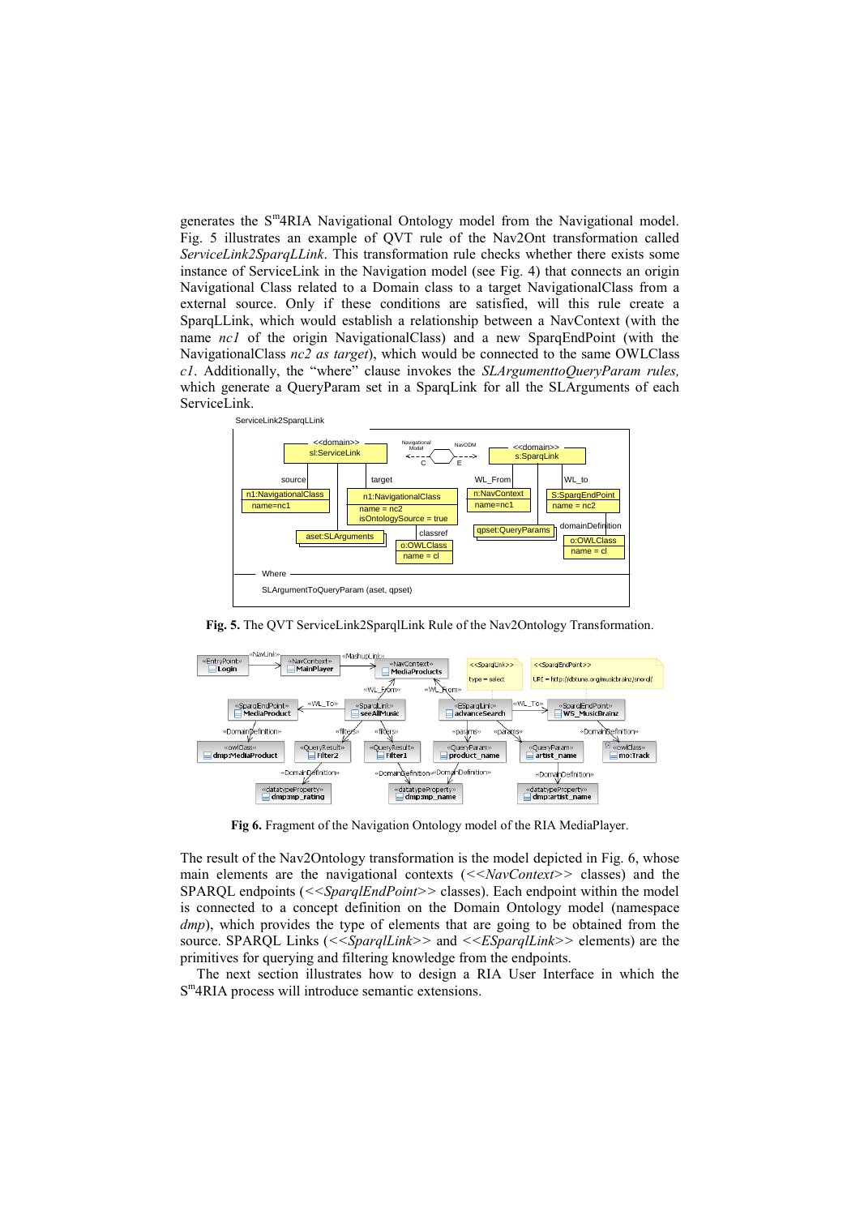generates the S[m]4RIA Navigational Ontology model from the Navigational model. Fig. 5 illustrates an example of QVT rule of the Nav2Ont transformation called *ServiceLink2SparqLLink*. This transformation rule checks whether there exists some instance of ServiceLink in the Navigation model (see Fig. 4) that connects an origin Navigational Class related to a Domain class to a target NavigationalClass from a external source. Only if these conditions are satisfied, will this rule create a SparqLLink, which would establish a relationship between a NavContext (with the name *nc1* of the origin NavigationalClass) and a new SparqEndPoint (with the NavigationalClass *nc2 as target*), which would be connected to the same OWLClass *c1*. Additionally, the "where" clause invokes the *SLArgumenttoQueryParam rules,* which generate a QueryParam set in a SparqLink for all the SLArguments of each ServiceLink.

**Fig. 5.** The QVT ServiceLink2SparqlLink Rule of the Nav2Ontology Transformation.

**Fig 6.** Fragment of the Navigation Ontology model of the RIA MediaPlayer.

The result of the Nav2Ontology transformation is the model depicted in Fig. 6, whose main elements are the navigational contexts (*<<NavContext>>* classes) and the SPARQL endpoints (*<<SparqlEndPoint>>* classes). Each endpoint within the model is connected to a concept definition on the Domain Ontology model (namespace *dmp*), which provides the type of elements that are going to be obtained from the source. SPARQL Links (*<<SparqlLink>>* and *<<ESparqlLink>>* elements) are the primitives for querying and filtering knowledge from the endpoints.

The next section illustrates how to design a RIA User Interface in which the S[m]4RIA process will introduce semantic extensions.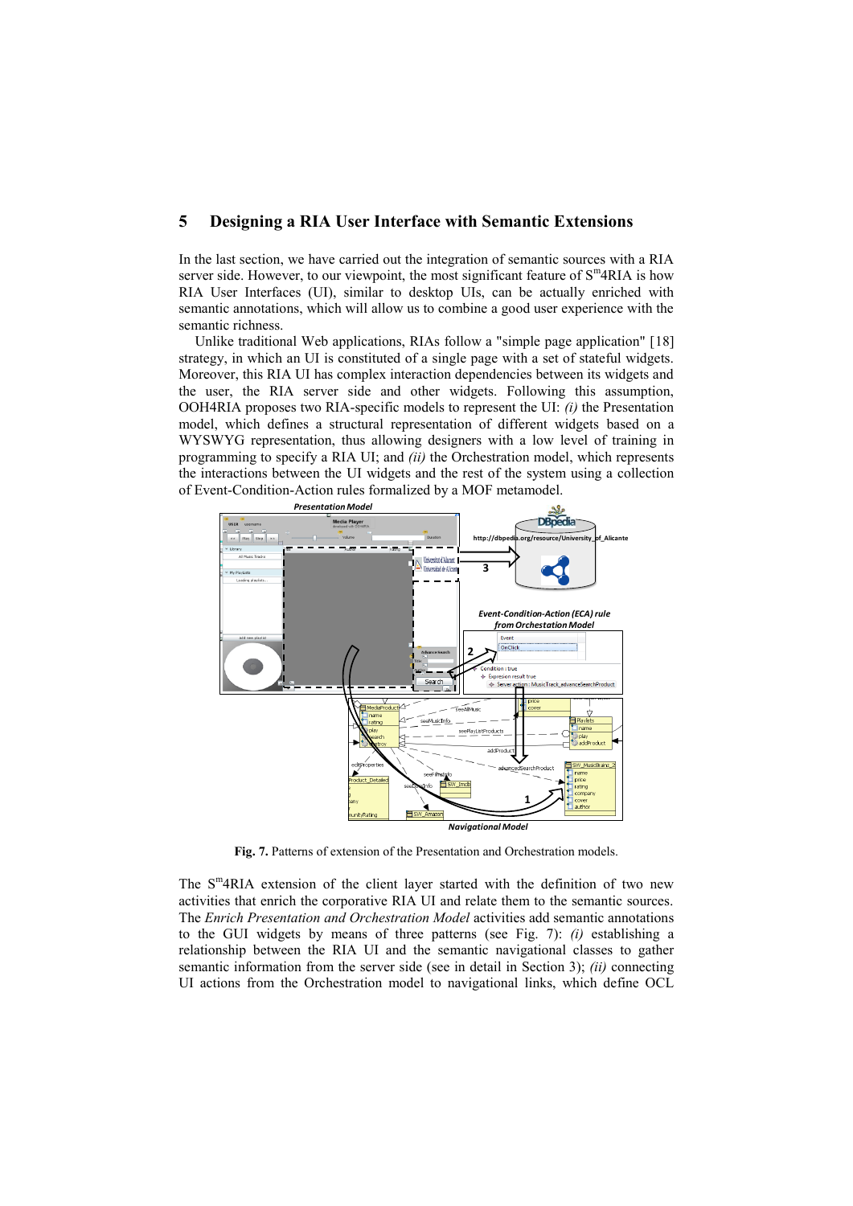## 5 Designing a RIA User Interface with Semantic Extensions

In the last section, we have carried out the integration of semantic sources with a RIA server side. However, to our viewpoint, the most significant feature of S[m]4RIA is how RIA User Interfaces (UI), similar to desktop UIs, can be actually enriched with semantic annotations, which will allow us to combine a good user experience with the semantic richness.

Unlike traditional Web applications, RIAs follow a "simple page application" [18] strategy, in which an UI is constituted of a single page with a set of stateful widgets. Moreover, this RIA UI has complex interaction dependencies between its widgets and the user, the RIA server side and other widgets. Following this assumption, OOH4RIA proposes two RIA-specific models to represent the UI: *(i)* the Presentation model, which defines a structural representation of different widgets based on a WYSWYG representation, thus allowing designers with a low level of training in programming to specify a RIA UI; and *(ii)* the Orchestration model, which represents the interactions between the UI widgets and the rest of the system using a collection of Event-Condition-Action rules formalized by a MOF metamodel.

**Fig. 7.** Patterns of extension of the Presentation and Orchestration models.

The S[m]4RIA extension of the client layer started with the definition of two new activities that enrich the corporative RIA UI and relate them to the semantic sources. The *Enrich Presentation and Orchestration Model* activities add semantic annotations to the GUI widgets by means of three patterns (see Fig. 7): *(i)* establishing a relationship between the RIA UI and the semantic navigational classes to gather semantic information from the server side (see in detail in Section 3); *(ii)* connecting UI actions from the Orchestration model to navigational links, which define OCL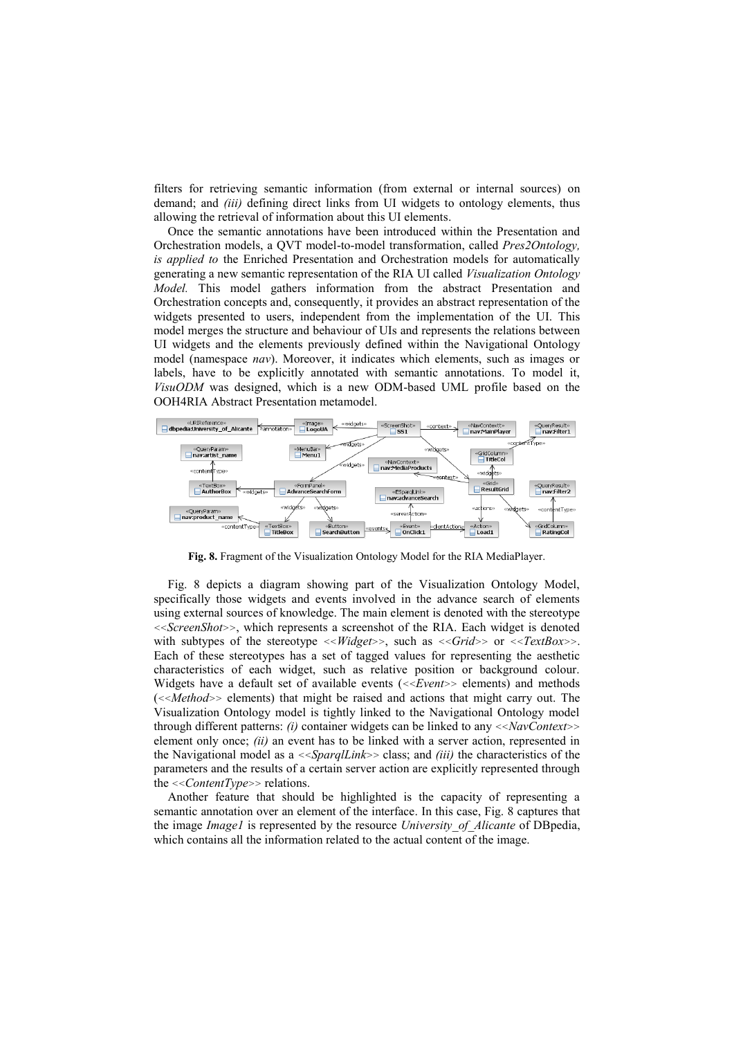filters for retrieving semantic information (from external or internal sources) on demand; and *(iii)* defining direct links from UI widgets to ontology elements, thus allowing the retrieval of information about this UI elements.

Once the semantic annotations have been introduced within the Presentation and Orchestration models, a QVT model-to-model transformation, called *Pres2Ontology, is applied to* the Enriched Presentation and Orchestration models for automatically generating a new semantic representation of the RIA UI called *Visualization Ontology Model.* This model gathers information from the abstract Presentation and Orchestration concepts and, consequently, it provides an abstract representation of the widgets presented to users, independent from the implementation of the UI. This model merges the structure and behaviour of UIs and represents the relations between UI widgets and the elements previously defined within the Navigational Ontology model (namespace *nav*). Moreover, it indicates which elements, such as images or labels, have to be explicitly annotated with semantic annotations. To model it, *VisuODM* was designed, which is a new ODM-based UML profile based on the OOH4RIA Abstract Presentation metamodel.

**Fig. 8.** Fragment of the Visualization Ontology Model for the RIA MediaPlayer.

Fig. 8 depicts a diagram showing part of the Visualization Ontology Model, specifically those widgets and events involved in the advance search of elements using external sources of knowledge. The main element is denoted with the stereotype *<<ScreenShot>>*, which represents a screenshot of the RIA. Each widget is denoted with subtypes of the stereotype *<<Widget>>*, such as *<<Grid>>* or *<<TextBox>>*. Each of these stereotypes has a set of tagged values for representing the aesthetic characteristics of each widget, such as relative position or background colour. Widgets have a default set of available events (*<<Event>>* elements) and methods (*<<Method>>* elements) that might be raised and actions that might carry out. The Visualization Ontology model is tightly linked to the Navigational Ontology model through different patterns: *(i)* container widgets can be linked to any *<<NavContext>>* element only once; *(ii)* an event has to be linked with a server action, represented in the Navigational model as a *<<SparqlLink>>* class; and *(iii)* the characteristics of the parameters and the results of a certain server action are explicitly represented through the *<<ContentType>>* relations.

Another feature that should be highlighted is the capacity of representing a semantic annotation over an element of the interface. In this case, Fig. 8 captures that the image *Image1* is represented by the resource *University_of_Alicante* of DBpedia, which contains all the information related to the actual content of the image.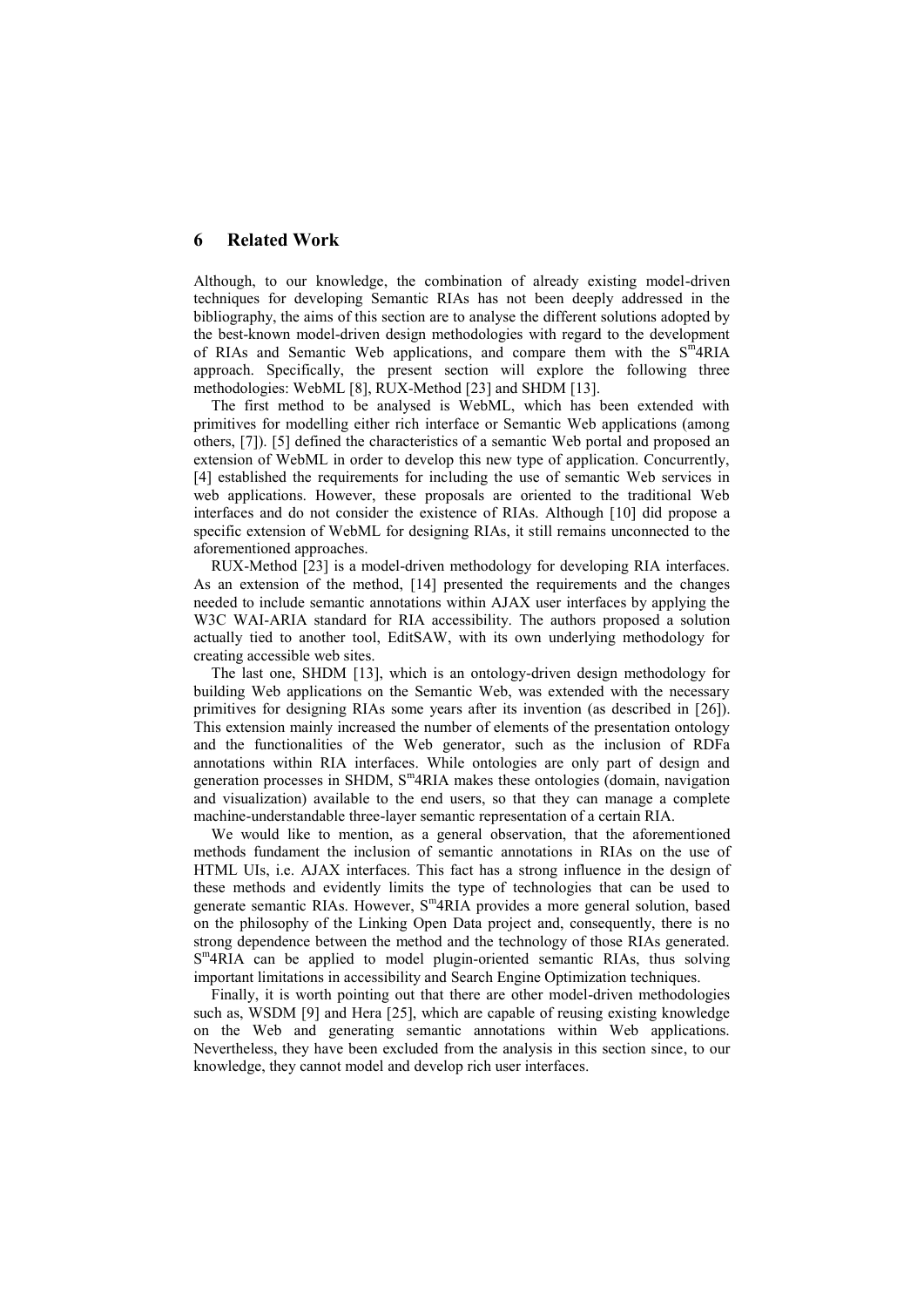## 6 Related Work

Although, to our knowledge, the combination of already existing model-driven techniques for developing Semantic RIAs has not been deeply addressed in the bibliography, the aims of this section are to analyse the different solutions adopted by the best-known model-driven design methodologies with regard to the development of RIAs and Semantic Web applications, and compare them with the $S^m$4RIA approach. Specifically, the present section will explore the following three methodologies: WebML [8], RUX-Method [23] and SHDM [13].

The first method to be analysed is WebML, which has been extended with primitives for modelling either rich interface or Semantic Web applications (among others, [7]). [5] defined the characteristics of a semantic Web portal and proposed an extension of WebML in order to develop this new type of application. Concurrently, [4] established the requirements for including the use of semantic Web services in web applications. However, these proposals are oriented to the traditional Web interfaces and do not consider the existence of RIAs. Although [10] did propose a specific extension of WebML for designing RIAs, it still remains unconnected to the aforementioned approaches.

RUX-Method [23] is a model-driven methodology for developing RIA interfaces. As an extension of the method, [14] presented the requirements and the changes needed to include semantic annotations within AJAX user interfaces by applying the W3C WAI-ARIA standard for RIA accessibility. The authors proposed a solution actually tied to another tool, EditSAW, with its own underlying methodology for creating accessible web sites.

The last one, SHDM [13], which is an ontology-driven design methodology for building Web applications on the Semantic Web, was extended with the necessary primitives for designing RIAs some years after its invention (as described in [26]). This extension mainly increased the number of elements of the presentation ontology and the functionalities of the Web generator, such as the inclusion of RDFa annotations within RIA interfaces. While ontologies are only part of design and generation processes in SHDM, $S^m$4RIA makes these ontologies (domain, navigation and visualization) available to the end users, so that they can manage a complete machine-understandable three-layer semantic representation of a certain RIA.

We would like to mention, as a general observation, that the aforementioned methods fundament the inclusion of semantic annotations in RIAs on the use of HTML UIs, i.e. AJAX interfaces. This fact has a strong influence in the design of these methods and evidently limits the type of technologies that can be used to generate semantic RIAs. However, $S^m$4RIA provides a more general solution, based on the philosophy of the Linking Open Data project and, consequently, there is no strong dependence between the method and the technology of those RIAs generated. $S^m$4RIA can be applied to model plugin-oriented semantic RIAs, thus solving important limitations in accessibility and Search Engine Optimization techniques.

Finally, it is worth pointing out that there are other model-driven methodologies such as, WSDM [9] and Hera [25], which are capable of reusing existing knowledge on the Web and generating semantic annotations within Web applications. Nevertheless, they have been excluded from the analysis in this section since, to our knowledge, they cannot model and develop rich user interfaces.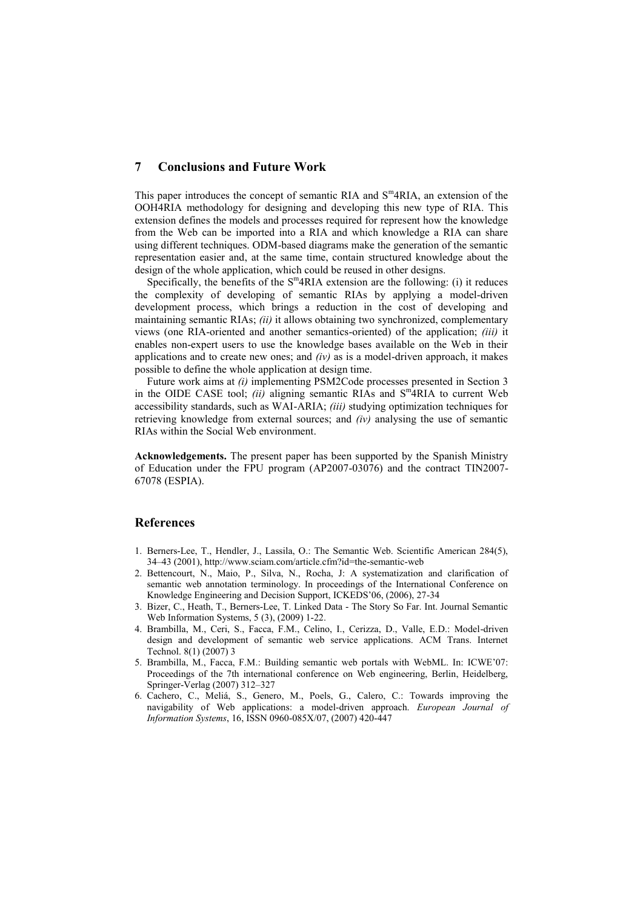## 7 Conclusions and Future Work

This paper introduces the concept of semantic RIA and S$^m$4RIA, an extension of the OOH4RIA methodology for designing and developing this new type of RIA. This extension defines the models and processes required for represent how the knowledge from the Web can be imported into a RIA and which knowledge a RIA can share using different techniques. ODM-based diagrams make the generation of the semantic representation easier and, at the same time, contain structured knowledge about the design of the whole application, which could be reused in other designs.

Specifically, the benefits of the S$^m$4RIA extension are the following: (i) it reduces the complexity of developing of semantic RIAs by applying a model-driven development process, which brings a reduction in the cost of developing and maintaining semantic RIAs; *(ii)* it allows obtaining two synchronized, complementary views (one RIA-oriented and another semantics-oriented) of the application; *(iii)* it enables non-expert users to use the knowledge bases available on the Web in their applications and to create new ones; and *(iv)* as is a model-driven approach, it makes possible to define the whole application at design time.

Future work aims at *(i)* implementing PSM2Code processes presented in Section 3 in the OIDE CASE tool; *(ii)* aligning semantic RIAs and S$^m$4RIA to current Web accessibility standards, such as WAI-ARIA; *(iii)* studying optimization techniques for retrieving knowledge from external sources; and *(iv)* analysing the use of semantic RIAs within the Social Web environment.

**Acknowledgements.** The present paper has been supported by the Spanish Ministry of Education under the FPU program (AP2007-03076) and the contract TIN2007-67078 (ESPIA).

## References

1. Berners-Lee, T., Hendler, J., Lassila, O.: The Semantic Web. Scientific American 284(5), 34–43 (2001), http://www.sciam.com/article.cfm?id=the-semantic-web
2. Bettencourt, N., Maio, P., Silva, N., Rocha, J: A systematization and clarification of semantic web annotation terminology. In proceedings of the International Conference on Knowledge Engineering and Decision Support, ICKEDS'06, (2006), 27-34
3. Bizer, C., Heath, T., Berners-Lee, T. Linked Data - The Story So Far. Int. Journal Semantic Web Information Systems, 5 (3), (2009) 1-22.
4. Brambilla, M., Ceri, S., Facca, F.M., Celino, I., Cerizza, D., Valle, E.D.: Model-driven design and development of semantic web service applications. ACM Trans. Internet Technol. 8(1) (2007) 3
5. Brambilla, M., Facca, F.M.: Building semantic web portals with WebML. In: ICWE'07: Proceedings of the 7th international conference on Web engineering, Berlin, Heidelberg, Springer-Verlag (2007) 312–327
6. Cachero, C., Meliá, S., Genero, M., Poels, G., Calero, C.: Towards improving the navigability of Web applications: a model-driven approach. *European Journal of Information Systems*, 16, ISSN 0960-085X/07, (2007) 420-447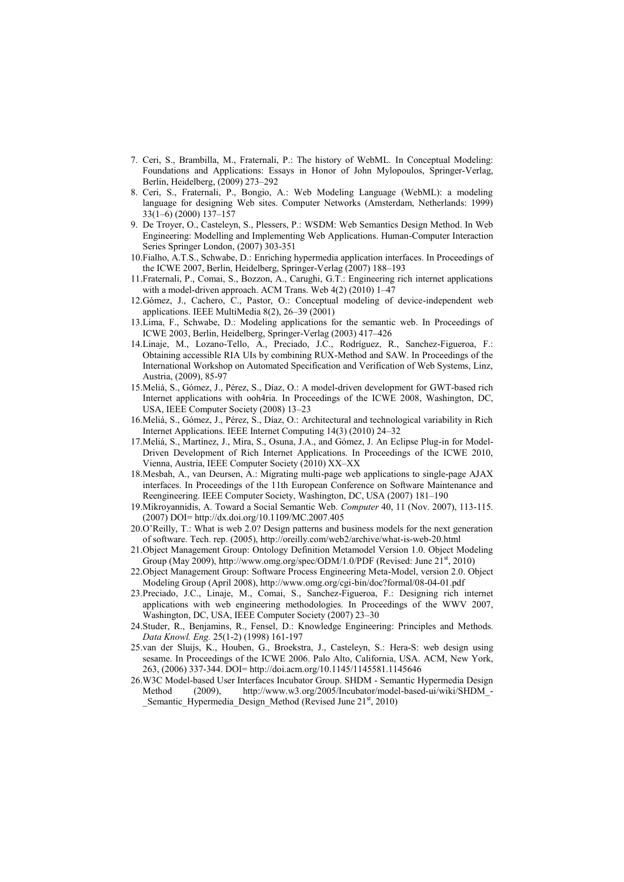7. Ceri, S., Brambilla, M., Fraternali, P.: The history of WebML. In Conceptual Modeling: Foundations and Applications: Essays in Honor of John Mylopoulos, Springer-Verlag, Berlin, Heidelberg, (2009) 273–292
8. Ceri, S., Fraternali, P., Bongio, A.: Web Modeling Language (WebML): a modeling language for designing Web sites. Computer Networks (Amsterdam, Netherlands: 1999) 33(1–6) (2000) 137–157
9. De Troyer, O., Casteleyn, S., Plessers, P.: WSDM: Web Semantics Design Method. In Web Engineering: Modelling and Implementing Web Applications. Human-Computer Interaction Series Springer London, (2007) 303-351
10. Fialho, A.T.S., Schwabe, D.: Enriching hypermedia application interfaces. In Proceedings of the ICWE 2007, Berlin, Heidelberg, Springer-Verlag (2007) 188–193
11. Fraternali, P., Comai, S., Bozzon, A., Carughi, G.T.: Engineering rich internet applications with a model-driven approach. ACM Trans. Web 4(2) (2010) 1–47
12. Gómez, J., Cachero, C., Pastor, O.: Conceptual modeling of device-independent web applications. IEEE MultiMedia 8(2), 26–39 (2001)
13. Lima, F., Schwabe, D.: Modeling applications for the semantic web. In Proceedings of ICWE 2003, Berlin, Heidelberg, Springer-Verlag (2003) 417–426
14. Linaje, M., Lozano-Tello, A., Preciado, J.C., Rodríguez, R., Sanchez-Figueroa, F.: Obtaining accessible RIA UIs by combining RUX-Method and SAW. In Proceedings of the International Workshop on Automated Specification and Verification of Web Systems, Linz, Austria, (2009), 85-97
15. Meliá, S., Gómez, J., Pérez, S., Díaz, O.: A model-driven development for GWT-based rich Internet applications with ooh4ria. In Proceedings of the ICWE 2008, Washington, DC, USA, IEEE Computer Society (2008) 13–23
16. Meliá, S., Gómez, J., Pérez, S., Díaz, O.: Architectural and technological variability in Rich Internet Applications. IEEE Internet Computing 14(3) (2010) 24–32
17. Meliá, S., Martínez, J., Mira, S., Osuna, J.A., and Gómez, J. An Eclipse Plug-in for Model-Driven Development of Rich Internet Applications. In Proceedings of the ICWE 2010, Vienna, Austria, IEEE Computer Society (2010) XX–XX
18. Mesbah, A., van Deursen, A.: Migrating multi-page web applications to single-page AJAX interfaces. In Proceedings of the 11th European Conference on Software Maintenance and Reengineering. IEEE Computer Society, Washington, DC, USA (2007) 181–190
19. Mikroyannidis, A. Toward a Social Semantic Web. *Computer* 40, 11 (Nov. 2007), 113-115. (2007) DOI= http://dx.doi.org/10.1109/MC.2007.405
20. O'Reilly, T.: What is web 2.0? Design patterns and business models for the next generation of software. Tech. rep. (2005), http://oreilly.com/web2/archive/what-is-web-20.html
21. Object Management Group: Ontology Definition Metamodel Version 1.0. Object Modeling Group (May 2009), http://www.omg.org/spec/ODM/1.0/PDF (Revised: June 21st, 2010)
22. Object Management Group: Software Process Engineering Meta-Model, version 2.0. Object Modeling Group (April 2008), http://www.omg.org/cgi-bin/doc?formal/08-04-01.pdf
23. Preciado, J.C., Linaje, M., Comai, S., Sanchez-Figueroa, F.: Designing rich internet applications with web engineering methodologies. In Proceedings of the WWV 2007, Washington, DC, USA, IEEE Computer Society (2007) 23–30
24. Studer, R., Benjamins, R., Fensel, D.: Knowledge Engineering: Principles and Methods. *Data Knowl. Eng.* 25(1-2) (1998) 161-197
25. van der Sluijs, K., Houben, G., Broekstra, J., Casteleyn, S.: Hera-S: web design using sesame. In Proceedings of the ICWE 2006. Palo Alto, California, USA. ACM, New York, 263, (2006) 337-344. DOI= http://doi.acm.org/10.1145/1145581.1145646
26. W3C Model-based User Interfaces Incubator Group. SHDM - Semantic Hypermedia Design Method (2009), http://www.w3.org/2005/Incubator/model-based-ui/wiki/SHDM_-_Semantic_Hypermedia_Design_Method (Revised June 21st, 2010)